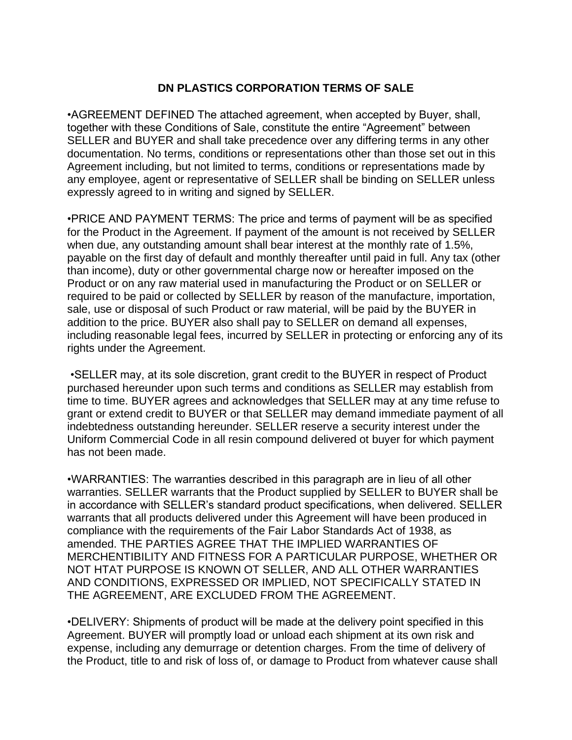# DN PLASTICS CORPORATION TERMS OF SALE

•AGREEMENT DEFINED The attached agreement, when accepted by Buyer, shall, together with these Conditions of Sale, constitute the entire "Agreement" between SELLER and BUYER and shall take precedence over any differing terms in any other documentation. No terms, conditions or representations other than those set out in this Agreement including, but not limited to, terms, conditions or representations made by any employee, agent or representative of SELLER shall be binding on SELLER unless expressly agreed to in writing and signed by SELLER.

•PRICE AND PAYMENT TERMS: The price and terms of payment will be as specified for the Product in the Agreement. If payment of the amount is not received by SELLER when due, any outstanding amount shall bear interest at the monthly rate of 1.5%, payable on the first day of default and monthly thereafter until paid in full. Any tax (other than income), duty or other governmental charge now or hereafter imposed on the Product or on any raw material used in manufacturing the Product or on SELLER or required to be paid or collected by SELLER by reason of the manufacture, importation, sale, use or disposal of such Product or raw material, will be paid by the BUYER in addition to the price. BUYER also shall pay to SELLER on demand all expenses, including reasonable legal fees, incurred by SELLER in protecting or enforcing any of its rights under the Agreement.

•SELLER may, at its sole discretion, grant credit to the BUYER in respect of Product purchased hereunder upon such terms and conditions as SELLER may establish from time to time. BUYER agrees and acknowledges that SELLER may at any time refuse to grant or extend credit to BUYER or that SELLER may demand immediate payment of all indebtedness outstanding hereunder. SELLER reserve a security interest under the Uniform Commercial Code in all resin compound delivered ot buyer for which payment has not been made.

•WARRANTIES: The warranties described in this paragraph are in lieu of all other warranties. SELLER warrants that the Product supplied by SELLER to BUYER shall be in accordance with SELLER's standard product specifications, when delivered. SELLER warrants that all products delivered under this Agreement will have been produced in compliance with the requirements of the Fair Labor Standards Act of 1938, as amended. THE PARTIES AGREE THAT THE IMPLIED WARRANTIES OF MERCHENTIBILITY AND FITNESS FOR A PARTICULAR PURPOSE, WHETHER OR NOT HTAT PURPOSE IS KNOWN OT SELLER, AND ALL OTHER WARRANTIES AND CONDITIONS, EXPRESSED OR IMPLIED, NOT SPECIFICALLY STATED IN THE AGREEMENT, ARE EXCLUDED FROM THE AGREEMENT.

•DELIVERY: Shipments of product will be made at the delivery point specified in this Agreement. BUYER will promptly load or unload each shipment at its own risk and expense, including any demurrage or detention charges. From the time of delivery of the Product, title to and risk of loss of, or damage to Product from whatever cause shall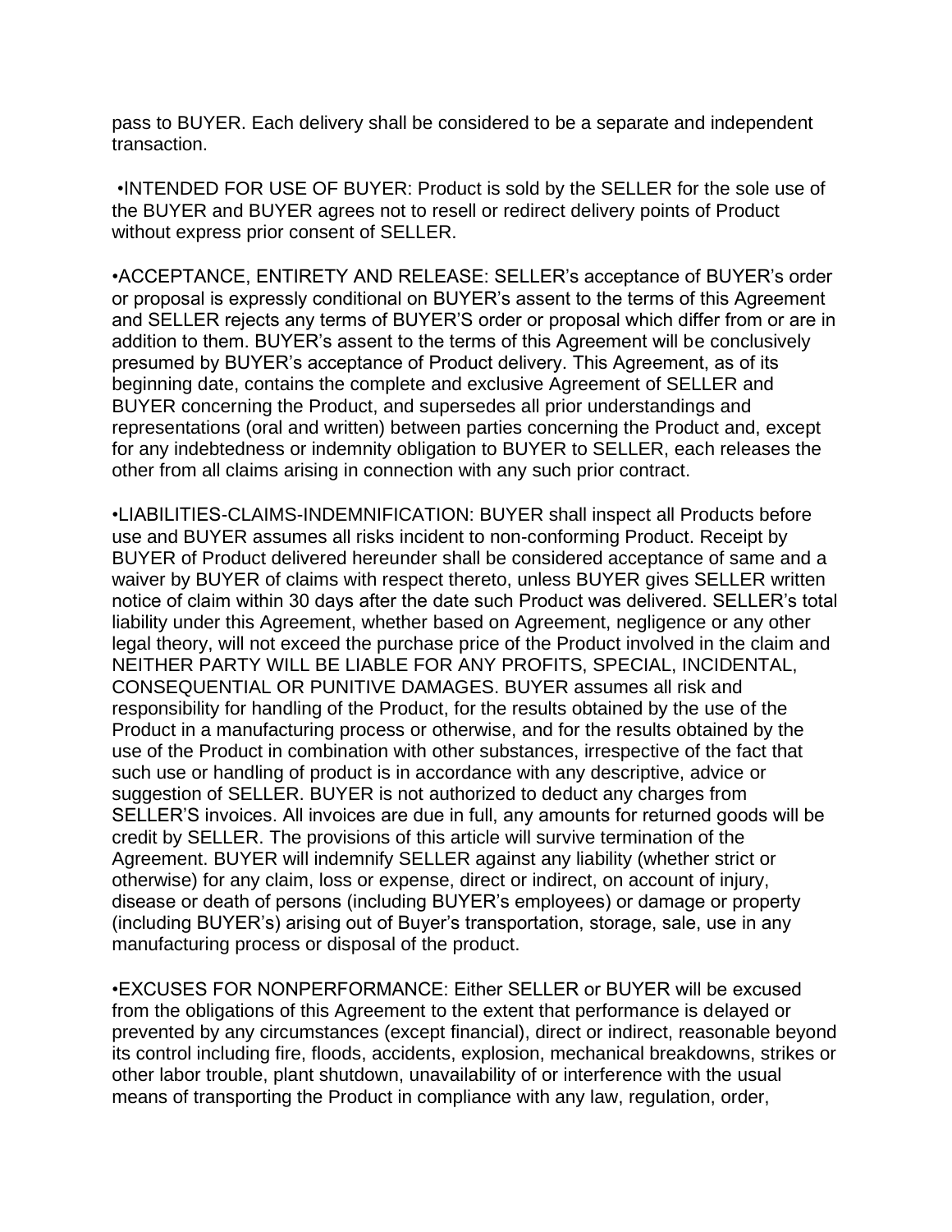pass to BUYER. Each delivery shall be considered to be a separate and independent transaction.

•INTENDED FOR USE OF BUYER: Product is sold by the SELLER for the sole use of the BUYER and BUYER agrees not to resell or redirect delivery points of Product without express prior consent of SELLER.

•ACCEPTANCE, ENTIRETY AND RELEASE: SELLER's acceptance of BUYER's order or proposal is expressly conditional on BUYER's assent to the terms of this Agreement and SELLER rejects any terms of BUYER'S order or proposal which differ from or are in addition to them. BUYER's assent to the terms of this Agreement will be conclusively presumed by BUYER's acceptance of Product delivery. This Agreement, as of its beginning date, contains the complete and exclusive Agreement of SELLER and BUYER concerning the Product, and supersedes all prior understandings and representations (oral and written) between parties concerning the Product and, except for any indebtedness or indemnity obligation to BUYER to SELLER, each releases the other from all claims arising in connection with any such prior contract.

•LIABILITIES-CLAIMS-INDEMNIFICATION: BUYER shall inspect all Products before use and BUYER assumes all risks incident to non-conforming Product. Receipt by BUYER of Product delivered hereunder shall be considered acceptance of same and a waiver by BUYER of claims with respect thereto, unless BUYER gives SELLER written notice of claim within 30 days after the date such Product was delivered. SELLER's total liability under this Agreement, whether based on Agreement, negligence or any other legal theory, will not exceed the purchase price of the Product involved in the claim and NEITHER PARTY WILL BE LIABLE FOR ANY PROFITS, SPECIAL, INCIDENTAL, CONSEQUENTIAL OR PUNITIVE DAMAGES. BUYER assumes all risk and responsibility for handling of the Product, for the results obtained by the use of the Product in a manufacturing process or otherwise, and for the results obtained by the use of the Product in combination with other substances, irrespective of the fact that such use or handling of product is in accordance with any descriptive, advice or suggestion of SELLER. BUYER is not authorized to deduct any charges from SELLER'S invoices. All invoices are due in full, any amounts for returned goods will be credit by SELLER. The provisions of this article will survive termination of the Agreement. BUYER will indemnify SELLER against any liability (whether strict or otherwise) for any claim, loss or expense, direct or indirect, on account of injury, disease or death of persons (including BUYER's employees) or damage or property (including BUYER's) arising out of Buyer's transportation, storage, sale, use in any manufacturing process or disposal of the product.

•EXCUSES FOR NONPERFORMANCE: Either SELLER or BUYER will be excused from the obligations of this Agreement to the extent that performance is delayed or prevented by any circumstances (except financial), direct or indirect, reasonable beyond its control including fire, floods, accidents, explosion, mechanical breakdowns, strikes or other labor trouble, plant shutdown, unavailability of or interference with the usual means of transporting the Product in compliance with any law, regulation, order,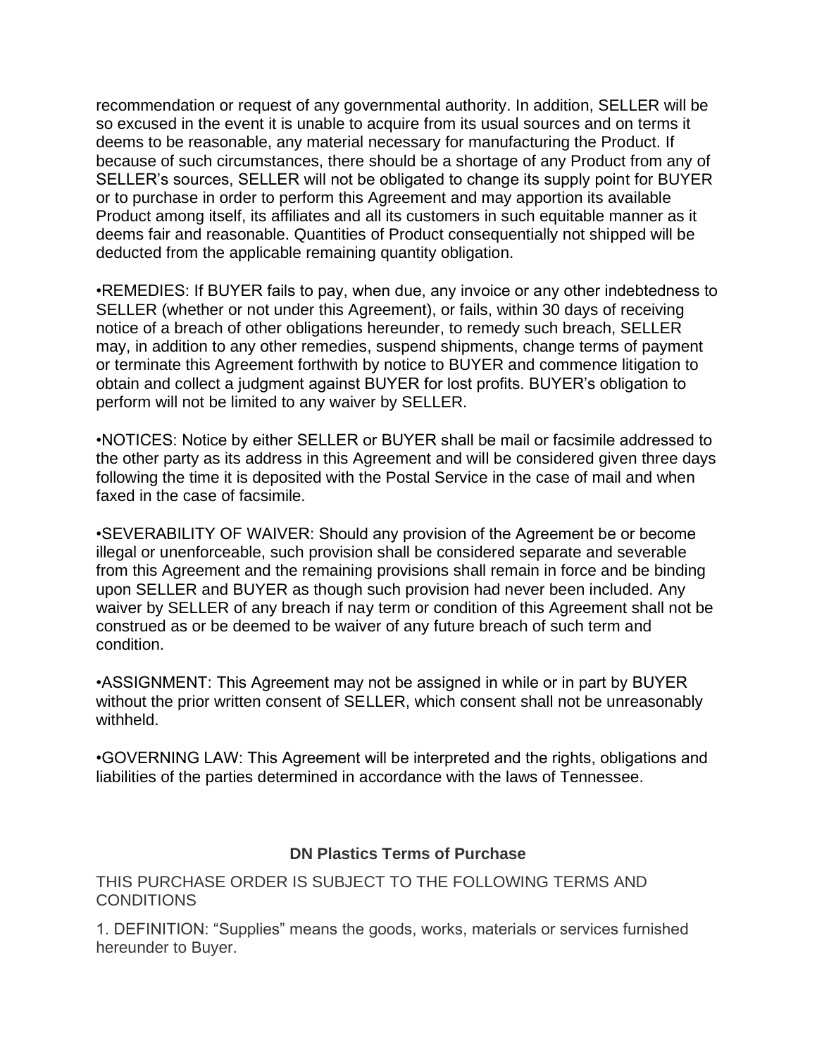recommendation or request of any governmental authority. In addition, SELLER will be so excused in the event it is unable to acquire from its usual sources and on terms it deems to be reasonable, any material necessary for manufacturing the Product. If because of such circumstances, there should be a shortage of any Product from any of SELLER's sources, SELLER will not be obligated to change its supply point for BUYER or to purchase in order to perform this Agreement and may apportion its available Product among itself, its affiliates and all its customers in such equitable manner as it deems fair and reasonable. Quantities of Product consequentially not shipped will be deducted from the applicable remaining quantity obligation.

•REMEDIES: If BUYER fails to pay, when due, any invoice or any other indebtedness to SELLER (whether or not under this Agreement), or fails, within 30 days of receiving notice of a breach of other obligations hereunder, to remedy such breach, SELLER may, in addition to any other remedies, suspend shipments, change terms of payment or terminate this Agreement forthwith by notice to BUYER and commence litigation to obtain and collect a judgment against BUYER for lost profits. BUYER's obligation to perform will not be limited to any waiver by SELLER.

•NOTICES: Notice by either SELLER or BUYER shall be mail or facsimile addressed to the other party as its address in this Agreement and will be considered given three days following the time it is deposited with the Postal Service in the case of mail and when faxed in the case of facsimile.

•SEVERABILITY OF WAIVER: Should any provision of the Agreement be or become illegal or unenforceable, such provision shall be considered separate and severable from this Agreement and the remaining provisions shall remain in force and be binding upon SELLER and BUYER as though such provision had never been included. Any waiver by SELLER of any breach if nay term or condition of this Agreement shall not be construed as or be deemed to be waiver of any future breach of such term and condition.

•ASSIGNMENT: This Agreement may not be assigned in while or in part by BUYER without the prior written consent of SELLER, which consent shall not be unreasonably withheld.

•GOVERNING LAW: This Agreement will be interpreted and the rights, obligations and liabilities of the parties determined in accordance with the laws of Tennessee.

## DN Plastics Terms of Purchase

THIS PURCHASE ORDER IS SUBJECT TO THE FOLLOWING TERMS AND CONDITIONS

1. DEFINITION: "Supplies" means the goods, works, materials or services furnished hereunder to Buyer.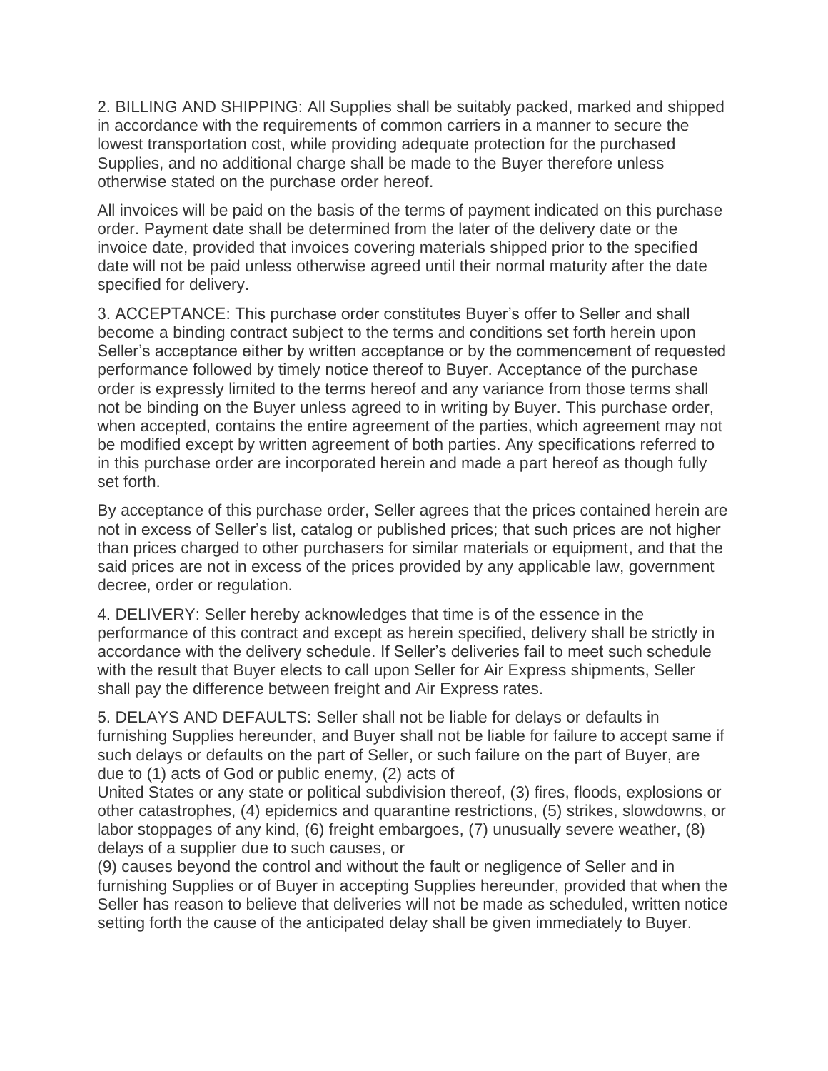2. BILLING AND SHIPPING: All Supplies shall be suitably packed, marked and shipped in accordance with the requirements of common carriers in a manner to secure the lowest transportation cost, while providing adequate protection for the purchased Supplies, and no additional charge shall be made to the Buyer therefore unless otherwise stated on the purchase order hereof.

All invoices will be paid on the basis of the terms of payment indicated on this purchase order. Payment date shall be determined from the later of the delivery date or the invoice date, provided that invoices covering materials shipped prior to the specified date will not be paid unless otherwise agreed until their normal maturity after the date specified for delivery.

3. ACCEPTANCE: This purchase order constitutes Buyer's offer to Seller and shall become a binding contract subject to the terms and conditions set forth herein upon Seller's acceptance either by written acceptance or by the commencement of requested performance followed by timely notice thereof to Buyer. Acceptance of the purchase order is expressly limited to the terms hereof and any variance from those terms shall not be binding on the Buyer unless agreed to in writing by Buyer. This purchase order, when accepted, contains the entire agreement of the parties, which agreement may not be modified except by written agreement of both parties. Any specifications referred to in this purchase order are incorporated herein and made a part hereof as though fully set forth.

By acceptance of this purchase order, Seller agrees that the prices contained herein are not in excess of Seller's list, catalog or published prices; that such prices are not higher than prices charged to other purchasers for similar materials or equipment, and that the said prices are not in excess of the prices provided by any applicable law, government decree, order or regulation.

4. DELIVERY: Seller hereby acknowledges that time is of the essence in the performance of this contract and except as herein specified, delivery shall be strictly in accordance with the delivery schedule. If Seller's deliveries fail to meet such schedule with the result that Buyer elects to call upon Seller for Air Express shipments, Seller shall pay the difference between freight and Air Express rates.

5. DELAYS AND DEFAULTS: Seller shall not be liable for delays or defaults in furnishing Supplies hereunder, and Buyer shall not be liable for failure to accept same if such delays or defaults on the part of Seller, or such failure on the part of Buyer, are due to (1) acts of God or public enemy, (2) acts of United States or any state or political subdivision thereof, (3) fires, floods, explosions or other catastrophes, (4) epidemics and quarantine restrictions, (5) strikes, slowdowns, or labor stoppages of any kind, (6) freight embargoes, (7) unusually severe weather, (8) delays of a supplier due to such causes, or (9) causes beyond the control and without the fault or negligence of Seller and in furnishing Supplies or of Buyer in accepting Supplies hereunder, provided that when the Seller has reason to believe that deliveries will not be made as scheduled, written notice setting forth the cause of the anticipated delay shall be given immediately to Buyer.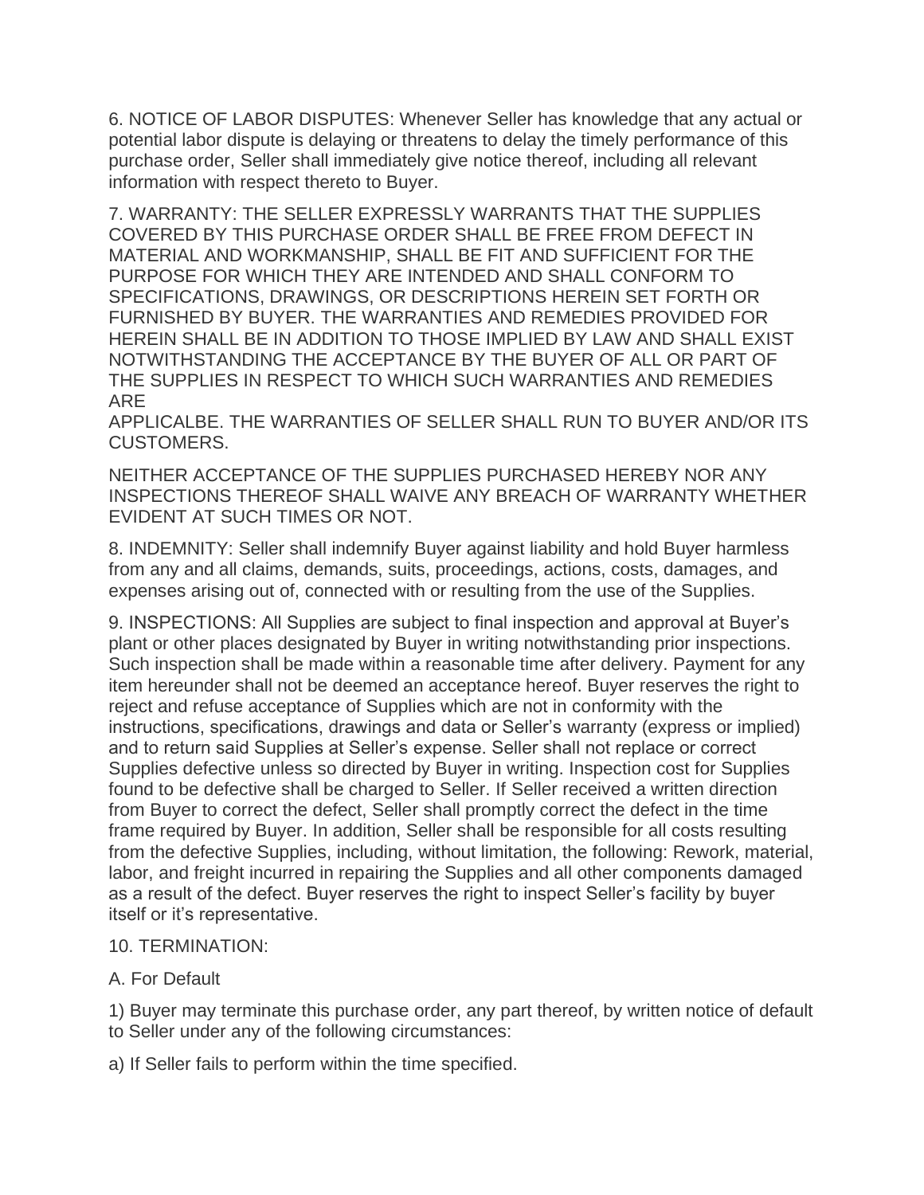6. NOTICE OF LABOR DISPUTES: Whenever Seller has knowledge that any actual or potential labor dispute is delaying or threatens to delay the timely performance of this purchase order, Seller shall immediately give notice thereof, including all relevant information with respect thereto to Buyer.

7. WARRANTY: THE SELLER EXPRESSLY WARRANTS THAT THE SUPPLIES COVERED BY THIS PURCHASE ORDER SHALL BE FREE FROM DEFECT IN MATERIAL AND WORKMANSHIP, SHALL BE FIT AND SUFFICIENT FOR THE PURPOSE FOR WHICH THEY ARE INTENDED AND SHALL CONFORM TO SPECIFICATIONS, DRAWINGS, OR DESCRIPTIONS HEREIN SET FORTH OR FURNISHED BY BUYER. THE WARRANTIES AND REMEDIES PROVIDED FOR HEREIN SHALL BE IN ADDITION TO THOSE IMPLIED BY LAW AND SHALL EXIST NOTWITHSTANDING THE ACCEPTANCE BY THE BUYER OF ALL OR PART OF THE SUPPLIES IN RESPECT TO WHICH SUCH WARRANTIES AND REMEDIES ARE
APPLICALBE. THE WARRANTIES OF SELLER SHALL RUN TO BUYER AND/OR ITS CUSTOMERS.

NEITHER ACCEPTANCE OF THE SUPPLIES PURCHASED HEREBY NOR ANY INSPECTIONS THEREOF SHALL WAIVE ANY BREACH OF WARRANTY WHETHER EVIDENT AT SUCH TIMES OR NOT.

8. INDEMNITY: Seller shall indemnify Buyer against liability and hold Buyer harmless from any and all claims, demands, suits, proceedings, actions, costs, damages, and expenses arising out of, connected with or resulting from the use of the Supplies.

9. INSPECTIONS: All Supplies are subject to final inspection and approval at Buyer's plant or other places designated by Buyer in writing notwithstanding prior inspections. Such inspection shall be made within a reasonable time after delivery. Payment for any item hereunder shall not be deemed an acceptance hereof. Buyer reserves the right to reject and refuse acceptance of Supplies which are not in conformity with the instructions, specifications, drawings and data or Seller's warranty (express or implied) and to return said Supplies at Seller's expense. Seller shall not replace or correct Supplies defective unless so directed by Buyer in writing. Inspection cost for Supplies found to be defective shall be charged to Seller. If Seller received a written direction from Buyer to correct the defect, Seller shall promptly correct the defect in the time frame required by Buyer. In addition, Seller shall be responsible for all costs resulting from the defective Supplies, including, without limitation, the following: Rework, material, labor, and freight incurred in repairing the Supplies and all other components damaged as a result of the defect. Buyer reserves the right to inspect Seller's facility by buyer itself or it's representative.

10. TERMINATION:

A. For Default

1) Buyer may terminate this purchase order, any part thereof, by written notice of default to Seller under any of the following circumstances:

a) If Seller fails to perform within the time specified.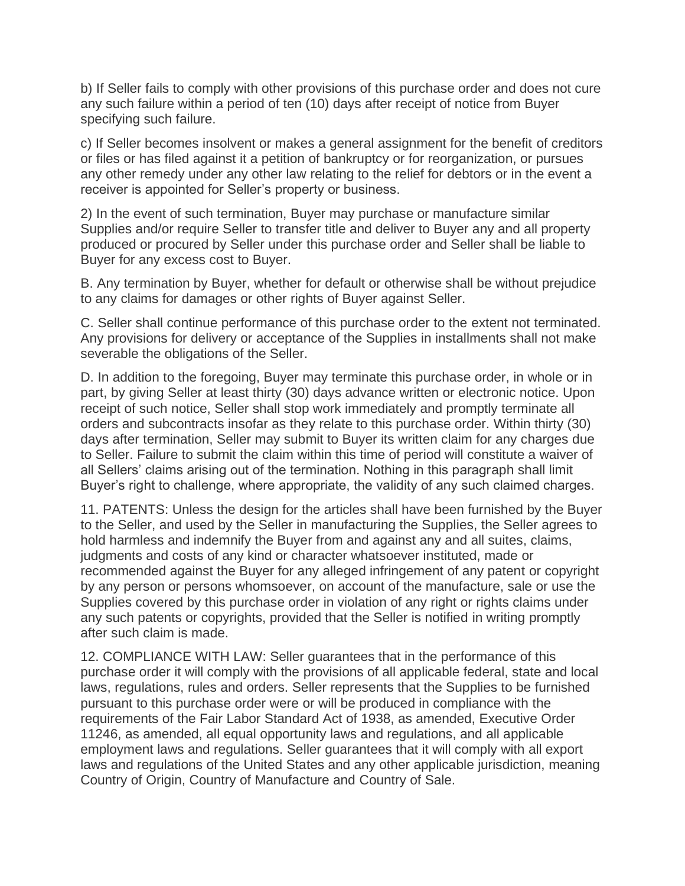b) If Seller fails to comply with other provisions of this purchase order and does not cure any such failure within a period of ten (10) days after receipt of notice from Buyer specifying such failure.

c) If Seller becomes insolvent or makes a general assignment for the benefit of creditors or files or has filed against it a petition of bankruptcy or for reorganization, or pursues any other remedy under any other law relating to the relief for debtors or in the event a receiver is appointed for Seller's property or business.

2) In the event of such termination, Buyer may purchase or manufacture similar Supplies and/or require Seller to transfer title and deliver to Buyer any and all property produced or procured by Seller under this purchase order and Seller shall be liable to Buyer for any excess cost to Buyer.

B. Any termination by Buyer, whether for default or otherwise shall be without prejudice to any claims for damages or other rights of Buyer against Seller.

C. Seller shall continue performance of this purchase order to the extent not terminated. Any provisions for delivery or acceptance of the Supplies in installments shall not make severable the obligations of the Seller.

D. In addition to the foregoing, Buyer may terminate this purchase order, in whole or in part, by giving Seller at least thirty (30) days advance written or electronic notice. Upon receipt of such notice, Seller shall stop work immediately and promptly terminate all orders and subcontracts insofar as they relate to this purchase order. Within thirty (30) days after termination, Seller may submit to Buyer its written claim for any charges due to Seller. Failure to submit the claim within this time of period will constitute a waiver of all Sellers' claims arising out of the termination. Nothing in this paragraph shall limit Buyer's right to challenge, where appropriate, the validity of any such claimed charges.

11. PATENTS: Unless the design for the articles shall have been furnished by the Buyer to the Seller, and used by the Seller in manufacturing the Supplies, the Seller agrees to hold harmless and indemnify the Buyer from and against any and all suites, claims, judgments and costs of any kind or character whatsoever instituted, made or recommended against the Buyer for any alleged infringement of any patent or copyright by any person or persons whomsoever, on account of the manufacture, sale or use the Supplies covered by this purchase order in violation of any right or rights claims under any such patents or copyrights, provided that the Seller is notified in writing promptly after such claim is made.

12. COMPLIANCE WITH LAW: Seller guarantees that in the performance of this purchase order it will comply with the provisions of all applicable federal, state and local laws, regulations, rules and orders. Seller represents that the Supplies to be furnished pursuant to this purchase order were or will be produced in compliance with the requirements of the Fair Labor Standard Act of 1938, as amended, Executive Order 11246, as amended, all equal opportunity laws and regulations, and all applicable employment laws and regulations. Seller guarantees that it will comply with all export laws and regulations of the United States and any other applicable jurisdiction, meaning Country of Origin, Country of Manufacture and Country of Sale.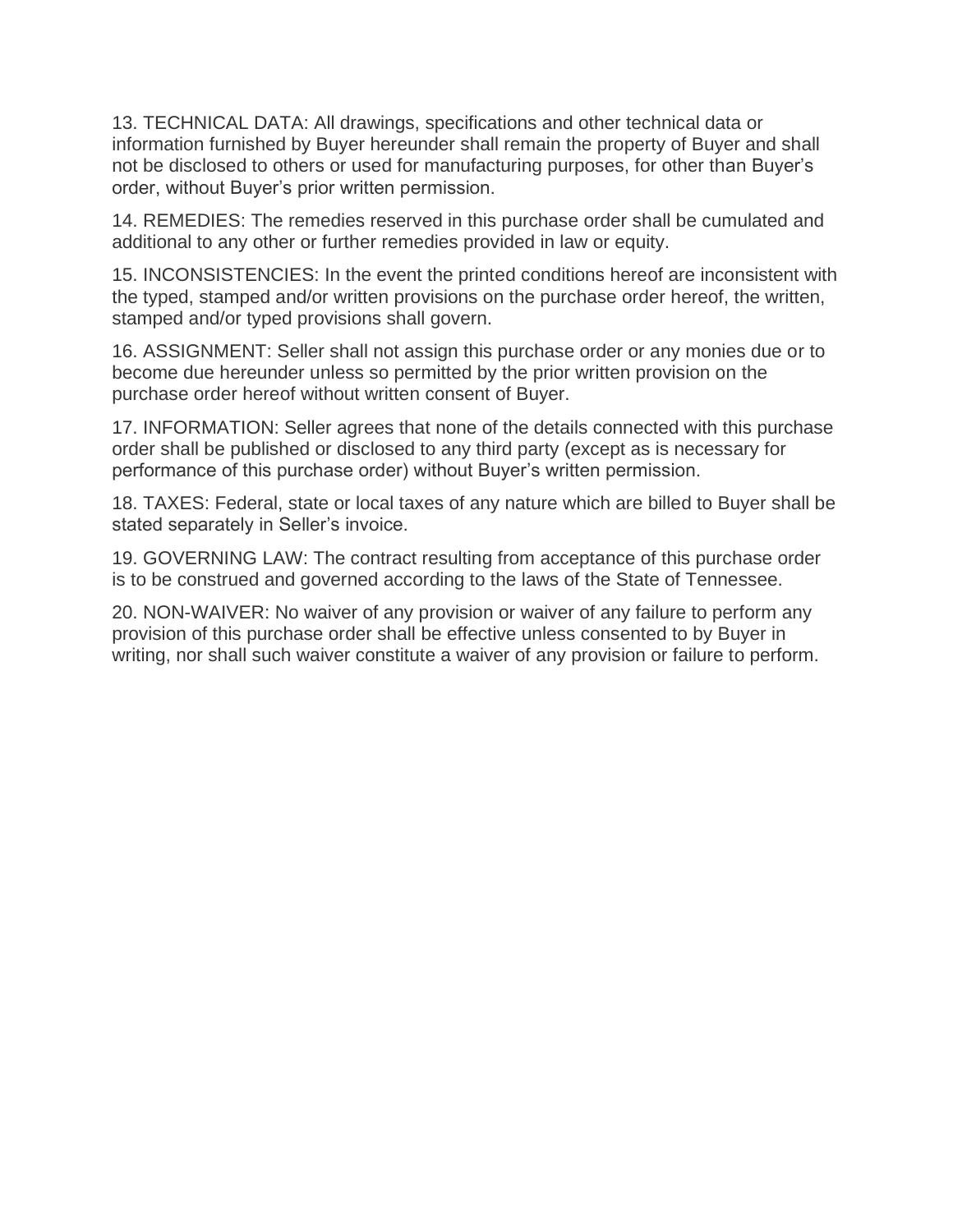13. TECHNICAL DATA: All drawings, specifications and other technical data or information furnished by Buyer hereunder shall remain the property of Buyer and shall not be disclosed to others or used for manufacturing purposes, for other than Buyer's order, without Buyer's prior written permission.

14. REMEDIES: The remedies reserved in this purchase order shall be cumulated and additional to any other or further remedies provided in law or equity.

15. INCONSISTENCIES: In the event the printed conditions hereof are inconsistent with the typed, stamped and/or written provisions on the purchase order hereof, the written, stamped and/or typed provisions shall govern.

16. ASSIGNMENT: Seller shall not assign this purchase order or any monies due or to become due hereunder unless so permitted by the prior written provision on the purchase order hereof without written consent of Buyer.

17. INFORMATION: Seller agrees that none of the details connected with this purchase order shall be published or disclosed to any third party (except as is necessary for performance of this purchase order) without Buyer's written permission.

18. TAXES: Federal, state or local taxes of any nature which are billed to Buyer shall be stated separately in Seller's invoice.

19. GOVERNING LAW: The contract resulting from acceptance of this purchase order is to be construed and governed according to the laws of the State of Tennessee.

20. NON-WAIVER: No waiver of any provision or waiver of any failure to perform any provision of this purchase order shall be effective unless consented to by Buyer in writing, nor shall such waiver constitute a waiver of any provision or failure to perform.